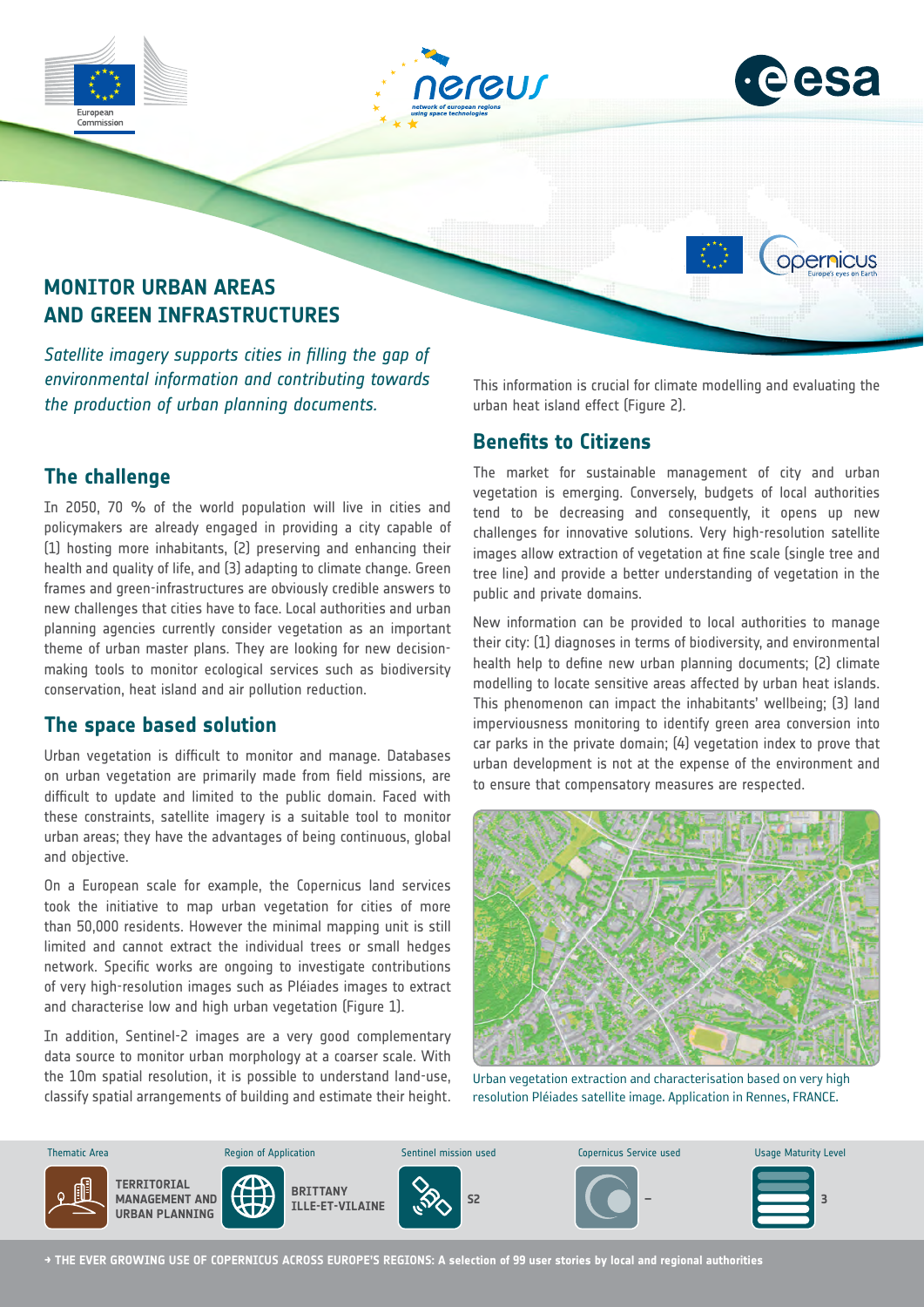# MONITOR URBAN AREAS AND GREEN INFRASTRUCTURES

*Satellite imagery supports cities in filling the gap of environmental information and contributing towards the production of urban planning documents.*

## The challenge

In 2050, 70 % of the world population will live in cities and policymakers are already engaged in providing a city capable of (1) hosting more inhabitants, (2) preserving and enhancing their health and quality of life, and (3) adapting to climate change. Green frames and green-infrastructures are obviously credible answers to new challenges that cities have to face. Local authorities and urban planning agencies currently consider vegetation as an important theme of urban master plans. They are looking for new decision-making tools to monitor ecological services such as biodiversity conservation, heat island and air pollution reduction.

## The space based solution

Urban vegetation is difficult to monitor and manage. Databases on urban vegetation are primarily made from field missions, are difficult to update and limited to the public domain. Faced with these constraints, satellite imagery is a suitable tool to monitor urban areas; they have the advantages of being continuous, global and objective.

On a European scale for example, the Copernicus land services took the initiative to map urban vegetation for cities of more than 50,000 residents. However the minimal mapping unit is still limited and cannot extract the individual trees or small hedges network. Specific works are ongoing to investigate contributions of very high-resolution images such as Pléiades images to extract and characterise low and high urban vegetation (Figure 1).

In addition, Sentinel-2 images are a very good complementary data source to monitor urban morphology at a coarser scale. With the 10m spatial resolution, it is possible to understand land-use, classify spatial arrangements of building and estimate their height. This information is crucial for climate modelling and evaluating the urban heat island effect (Figure 2).

## Benefits to Citizens

The market for sustainable management of city and urban vegetation is emerging. Conversely, budgets of local authorities tend to be decreasing and consequently, it opens up new challenges for innovative solutions. Very high-resolution satellite images allow extraction of vegetation at fine scale (single tree and tree line) and provide a better understanding of vegetation in the public and private domains.

New information can be provided to local authorities to manage their city: (1) diagnoses in terms of biodiversity, and environmental health help to define new urban planning documents; (2) climate modelling to locate sensitive areas affected by urban heat islands. This phenomenon can impact the inhabitants' wellbeing; (3) land imperviousness monitoring to identify green area conversion into car parks in the private domain; (4) vegetation index to prove that urban development is not at the expense of the environment and to ensure that compensatory measures are respected.

Urban vegetation extraction and characterisation based on very high resolution Pléiades satellite image. Application in Rennes, FRANCE.

| Thematic Area | Region of Application | Sentinel mission used | Copernicus Service used | Usage Maturity Level |
|---|---|---|---|---|
| TERRITORIAL MANAGEMENT AND URBAN PLANNING | BRITTANY ILLE-ET-VILAINE | S2 | – | 3 |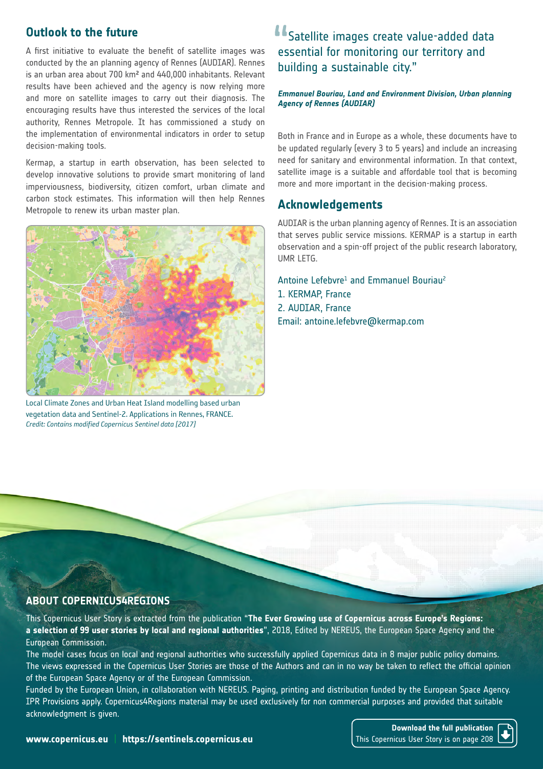## Outlook to the future

A first initiative to evaluate the benefit of satellite images was conducted by the an planning agency of Rennes (AUDIAR). Rennes is an urban area about 700 km² and 440,000 inhabitants. Relevant results have been achieved and the agency is now relying more and more on satellite images to carry out their diagnosis. The encouraging results have thus interested the services of the local authority, Rennes Metropole. It has commissioned a study on the implementation of environmental indicators in order to setup decision-making tools.

Kermap, a startup in earth observation, has been selected to develop innovative solutions to provide smart monitoring of land imperviousness, biodiversity, citizen comfort, urban climate and carbon stock estimates. This information will then help Rennes Metropole to renew its urban master plan.

Local Climate Zones and Urban Heat Island modelling based urban vegetation data and Sentinel-2. Applications in Rennes, FRANCE.
*Credit: Contains modified Copernicus Sentinel data (2017)*

> "Satellite images create value-added data essential for monitoring our territory and building a sustainable city."
>
> ***Emmanuel Bouriau, Land and Environment Division, Urban planning Agency of Rennes (AUDIAR)***

Both in France and in Europe as a whole, these documents have to be updated regularly (every 3 to 5 years) and include an increasing need for sanitary and environmental information. In that context, satellite image is a suitable and affordable tool that is becoming more and more important in the decision-making process.

## Acknowledgements

AUDIAR is the urban planning agency of Rennes. It is an association that serves public service missions. KERMAP is a startup in earth observation and a spin-off project of the public research laboratory, UMR LETG.

Antoine Lefebvre[1] and Emmanuel Bouriau[2]
1. KERMAP, France
2. AUDIAR, France
Email: antoine.lefebvre@kermap.com

### ABOUT COPERNICUS4REGIONS

This Copernicus User Story is extracted from the publication "**The Ever Growing use of Copernicus across Europe's Regions: a selection of 99 user stories by local and regional authorities**", 2018, Edited by NEREUS, the European Space Agency and the European Commission.
The model cases focus on local and regional authorities who successfully applied Copernicus data in 8 major public policy domains. The views expressed in the Copernicus User Stories are those of the Authors and can in no way be taken to reflect the official opinion of the European Space Agency or of the European Commission.
Funded by the European Union, in collaboration with NEREUS. Paging, printing and distribution funded by the European Space Agency. IPR Provisions apply. Copernicus4Regions material may be used exclusively for non commercial purposes and provided that suitable acknowledgment is given.

**www.copernicus.eu** | **https://sentinels.copernicus.eu**

**Download the full publication**
This Copernicus User Story is on page 208